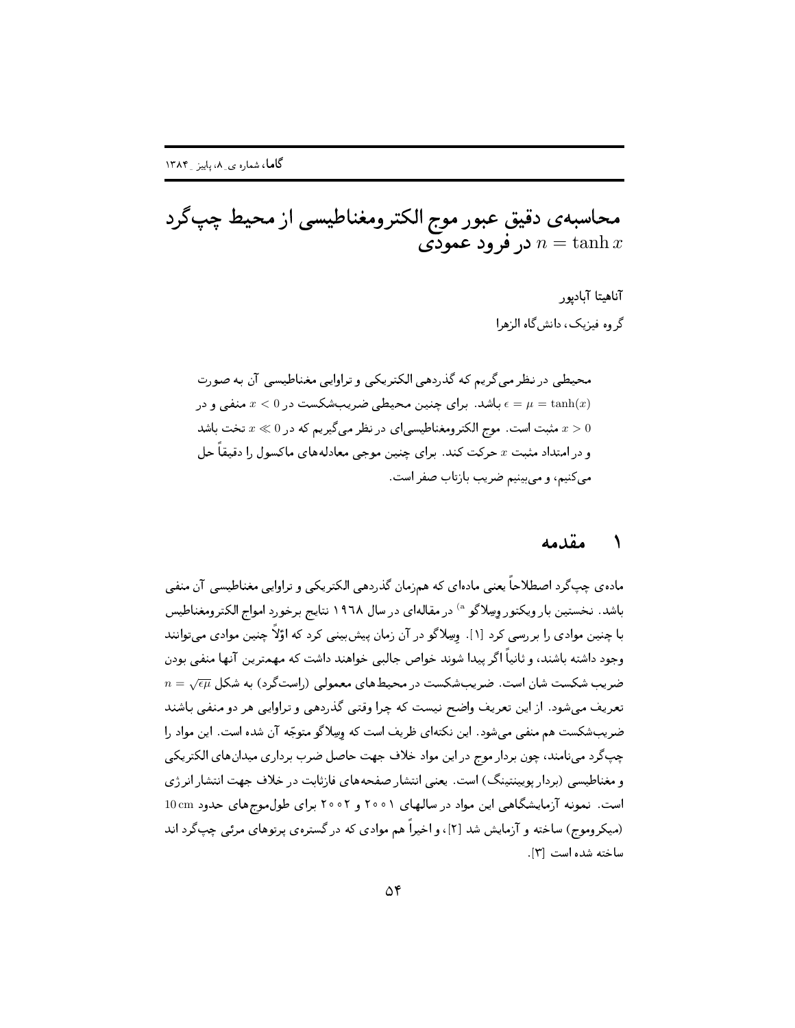# محاسبه‌ی دقیق عبور موج الکترومغناطیسی از محیط چپ‌گرد $n = \tanh x$ در فرود عمودی

آناهیتا آبادپور

گروه فیزیک، دانش‌گاه الزهرا

محیطی در نظر می‌گیریم که گذردهی الکتریکی و تراوایی مغناطیسی آن به صورت $\epsilon = \mu = \tanh(x)$ باشد. برای چنین محیطی ضریب‌شکست در $x < 0$ منفی و در $x > 0$ مثبت است. موج الکترومغناطیسی‌ای در نظر می‌گیریم که در $x \ll 0$ تخت باشد و در امتداد مثبت $x$ حرکت کند. برای چنین موجی معادله‌های ماکسول را دقیقاً حل می‌کنیم، و می‌بینیم ضریب بازتاب صفر است.

## ۱ مقدمه

ماده‌ی چپ‌گرد اصطلاحاً یعنی ماده‌ای که هم‌زمان گذردهی الکتریکی و تراوایی مغناطیسی آن منفی باشد. نخستین بار ویکتور وِسِلاگو [a] در مقاله‌ای در سال ۱۹۶۸ نتایج برخورد امواج الکترومغناطیس با چنین موادی را بررسی کرد [۱]. وِسِلاگو در آن زمان پیش‌بینی کرد که اوّلاً چنین موادی می‌توانند وجود داشته باشند، و ثانیاً اگر پیدا شوند خواص جالبی خواهند داشت که مهم‌ترین آنها منفی بودن ضریب شکست شان است. ضریب‌شکست در محیط‌های معمولی (راست‌گرد) به شکل $n = \sqrt{\epsilon\mu}$ تعریف می‌شود. از این تعریف واضح نیست که چرا وقتی گذردهی و تراوایی هر دو منفی باشند ضریب‌شکست هم منفی می‌شود. این نکته‌ای ظریف است که وِسِلاگو متوجّه آن شده است. این مواد را چپ‌گرد می‌نامند، چون بردار موج در این مواد خلاف جهت حاصل ضرب برداری میدان‌های الکتریکی و مغناطیسی (بردار پوینتینگ) است. یعنی انتشار صفحه‌های فازثابت در خلاف جهت انتشار انرژی است. نمونه آزمایشگاهی این مواد در سالهای ۲۰۰۱ و ۲۰۰۲ برای طول‌موج‌های حدود 10 cm (میکروموج) ساخته و آزمایش شد [۲]، و اخیراً هم موادی که در گستره‌ی پرتوهای مرئی چپ‌گرد اند ساخته شده است [۳].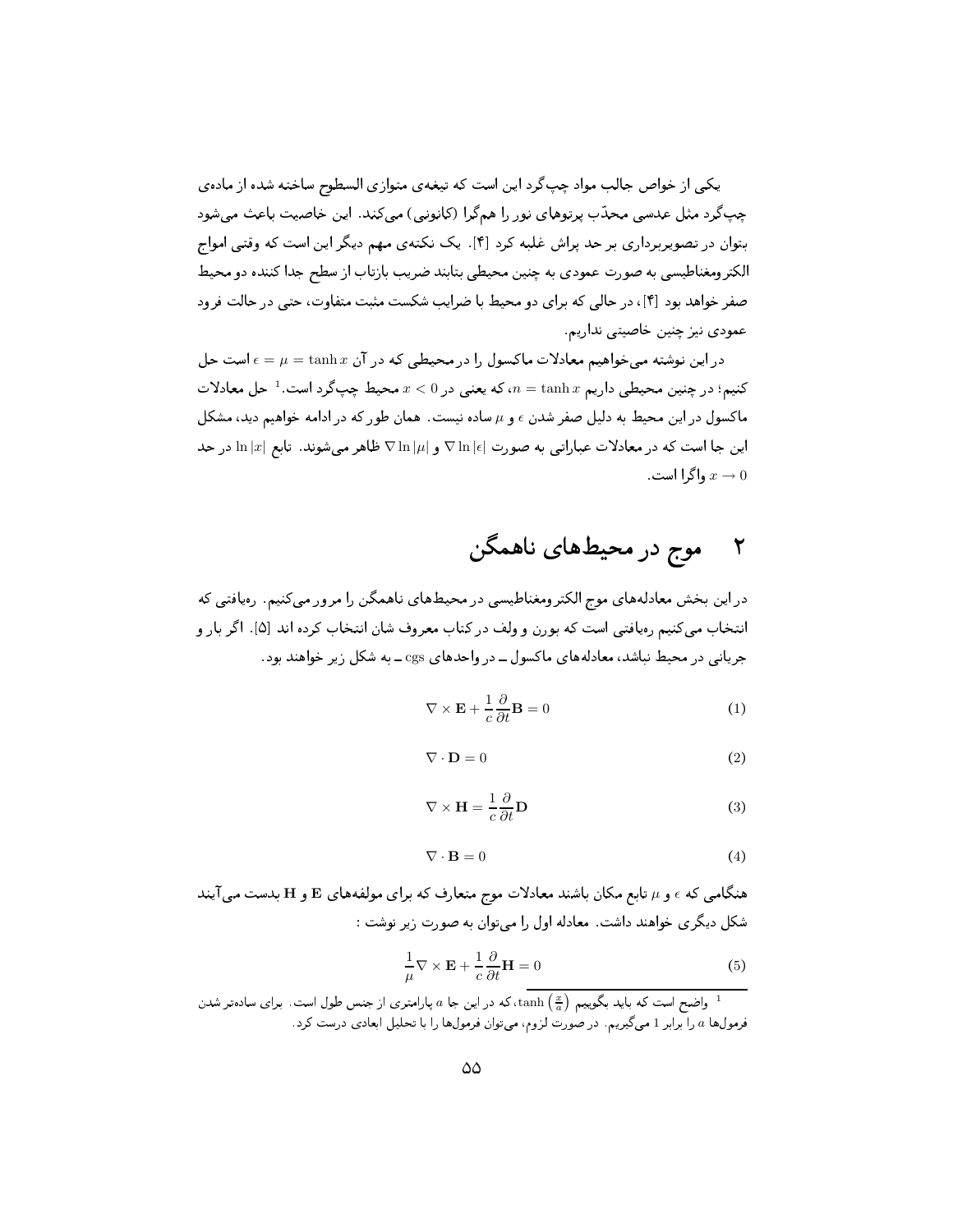یکی از خواص جالب مواد چپ‌گرد این است که تیغه‌ی متوازی السطوح ساخته شده از ماده‌ی چپ‌گرد مثل عدسی محدّب پرتوهای نور را هم‌گرا (کانونی) می‌کند. این خاصیت باعث می‌شود بتوان در تصویربرداری بر حد پراش غلبه کرد [۴]. یک نکته‌ی مهم دیگر این است که وقتی امواج الکترومغناطیسی به صورت عمودی به چنین محیطی بتابند ضریب بازتاب از سطح جدا کننده دو محیط صفر خواهد بود [۴]، در حالی که برای دو محیط با ضرایب شکست مثبت متفاوت، حتی در حالت فرود عمودی نیز چنین خاصیتی نداریم.

در این نوشته می‌خواهیم معادلات ماکسول را در محیطی که در آن $\epsilon = \mu = \tanh x$ است حل کنیم؛ در چنین محیطی داریم $n = \tanh x$، که یعنی در $x < 0$ محیط چپ‌گرد است.[1] حل معادلات ماکسول در این محیط به دلیل صفر شدن $\epsilon$ و $\mu$ ساده نیست. همان طور که در ادامه خواهیم دید، مشکل این جا است که در معادلات عباراتی به صورت $\nabla \ln|\epsilon|$ و $\nabla \ln|\mu|$ ظاهر می‌شوند. تابع $\ln|x|$ در حد $x \to 0$ واگرا است.

## ۲ موج در محیط‌های ناهمگن

در این بخش معادله‌های موج الکترومغناطیسی در محیط‌های ناهمگن را مرور می‌کنیم. رهیافتی که انتخاب می‌کنیم رهیافتی است که بورن و ولف در کتاب معروف شان انتخاب کرده اند [۵]. اگر بار و جریانی در محیط نباشد، معادله‌های ماکسول ــ در واحدهای cgs ــ به شکل زیر خواهند بود.

$$\nabla \times \mathbf{E} + \frac{1}{c}\frac{\partial}{\partial t}\mathbf{B} = 0 \tag{1}$$

$$\nabla \cdot \mathbf{D} = 0 \tag{2}$$

$$\nabla \times \mathbf{H} = \frac{1}{c}\frac{\partial}{\partial t}\mathbf{D} \tag{3}$$

$$\nabla \cdot \mathbf{B} = 0 \tag{4}$$

هنگامی که $\epsilon$ و $\mu$ تابع مکان باشند معادلات موج متعارف که برای مولفه‌های $\mathbf{E}$ و $\mathbf{H}$ بدست می‌آیند شکل دیگری خواهند داشت. معادله اول را می‌توان به صورت زیر نوشت :

$$\frac{1}{\mu}\nabla \times \mathbf{E} + \frac{1}{c}\frac{\partial}{\partial t}\mathbf{H} = 0 \tag{5}$$

---

[1] واضح است که باید بگوییم $\tanh\left(\frac{x}{a}\right)$، که در این جا $a$ پارامتری از جنس طول است. برای ساده‌تر شدن فرمول‌ها $a$ را برابر 1 می‌گیریم. در صورت لزوم، می‌توان فرمول‌ها را با تحلیل ابعادی درست کرد.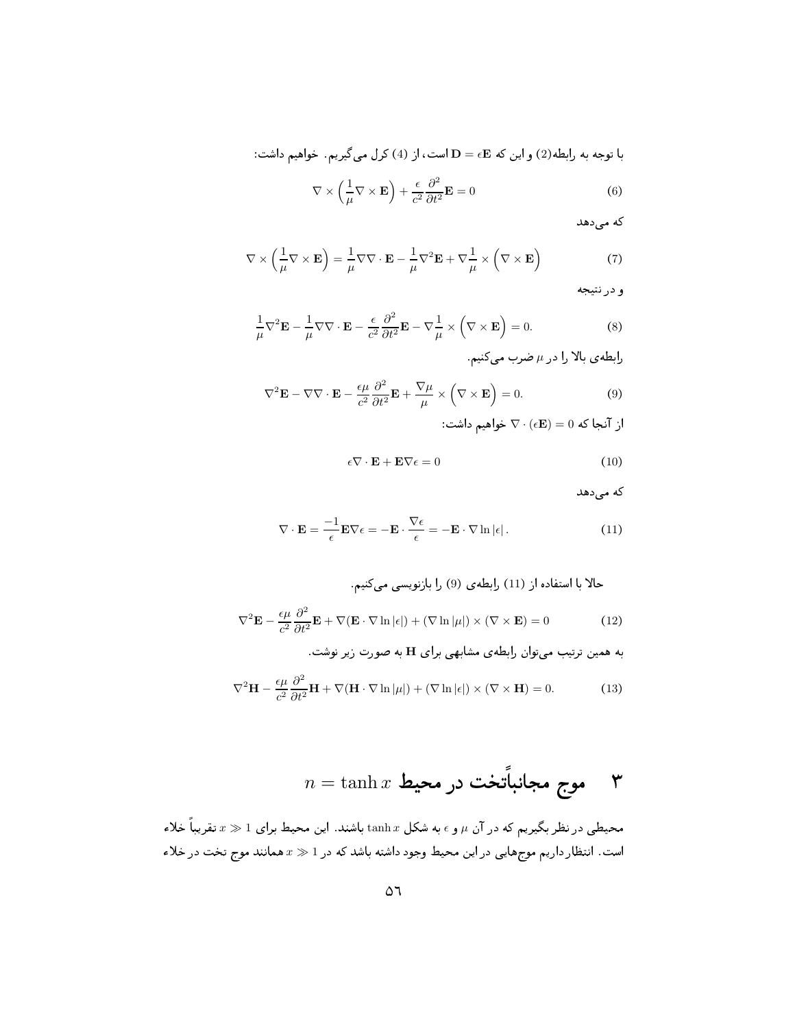با توجه به رابطه(2) و این که $\mathbf{D} = \epsilon \mathbf{E}$ است، از (4) کرل می‌گیریم. خواهیم داشت:

$$\nabla \times \left( \frac{1}{\mu} \nabla \times \mathbf{E} \right) + \frac{\epsilon}{c^2} \frac{\partial^2}{\partial t^2} \mathbf{E} = 0 \tag{6}$$

که می‌دهد

$$\nabla \times \left( \frac{1}{\mu} \nabla \times \mathbf{E} \right) = \frac{1}{\mu} \nabla \nabla \cdot \mathbf{E} - \frac{1}{\mu} \nabla^2 \mathbf{E} + \nabla \frac{1}{\mu} \times \left( \nabla \times \mathbf{E} \right) \tag{7}$$

و در نتیجه

$$\frac{1}{\mu} \nabla^2 \mathbf{E} - \frac{1}{\mu} \nabla \nabla \cdot \mathbf{E} - \frac{\epsilon}{c^2} \frac{\partial^2}{\partial t^2} \mathbf{E} - \nabla \frac{1}{\mu} \times \left( \nabla \times \mathbf{E} \right) = 0. \tag{8}$$

رابطه‌ی بالا را در $\mu$ ضرب می‌کنیم.

$$\nabla^2 \mathbf{E} - \nabla \nabla \cdot \mathbf{E} - \frac{\epsilon \mu}{c^2} \frac{\partial^2}{\partial t^2} \mathbf{E} + \frac{\nabla \mu}{\mu} \times \left( \nabla \times \mathbf{E} \right) = 0. \tag{9}$$

از آنجا که $\nabla \cdot (\epsilon \mathbf{E}) = 0$ خواهیم داشت:

$$\epsilon \nabla \cdot \mathbf{E} + \mathbf{E} \nabla \epsilon = 0 \tag{10}$$

که می‌دهد

$$\nabla \cdot \mathbf{E} = \frac{-1}{\epsilon} \mathbf{E} \nabla \epsilon = -\mathbf{E} \cdot \frac{\nabla \epsilon}{\epsilon} = -\mathbf{E} \cdot \nabla \ln |\epsilon| . \tag{11}$$

حالا با استفاده از (11) رابطه‌ی (9) را بازنویسی می‌کنیم.

$$\nabla^2 \mathbf{E} - \frac{\epsilon \mu}{c^2} \frac{\partial^2}{\partial t^2} \mathbf{E} + \nabla (\mathbf{E} \cdot \nabla \ln |\epsilon|) + (\nabla \ln |\mu|) \times (\nabla \times \mathbf{E}) = 0 \tag{12}$$

به همین ترتیب می‌توان رابطه‌ی مشابهی برای $\mathbf{H}$ به صورت زیر نوشت.

$$\nabla^2 \mathbf{H} - \frac{\epsilon \mu}{c^2} \frac{\partial^2}{\partial t^2} \mathbf{H} + \nabla (\mathbf{H} \cdot \nabla \ln |\mu|) + (\nabla \ln |\epsilon|) \times (\nabla \times \mathbf{H}) = 0. \tag{13}$$

## ۳ موج مجانباً‌تخت در محیط $n = \tanh x$

محیطی در نظر بگیریم که در آن $\mu$ و $\epsilon$ به شکل $\tanh x$ باشند. این محیط برای $x \gg 1$ تقریباً خلاء است. انتظار داریم موج‌هایی در این محیط وجود داشته باشد که در $x \gg 1$ همانند موج تخت در خلاء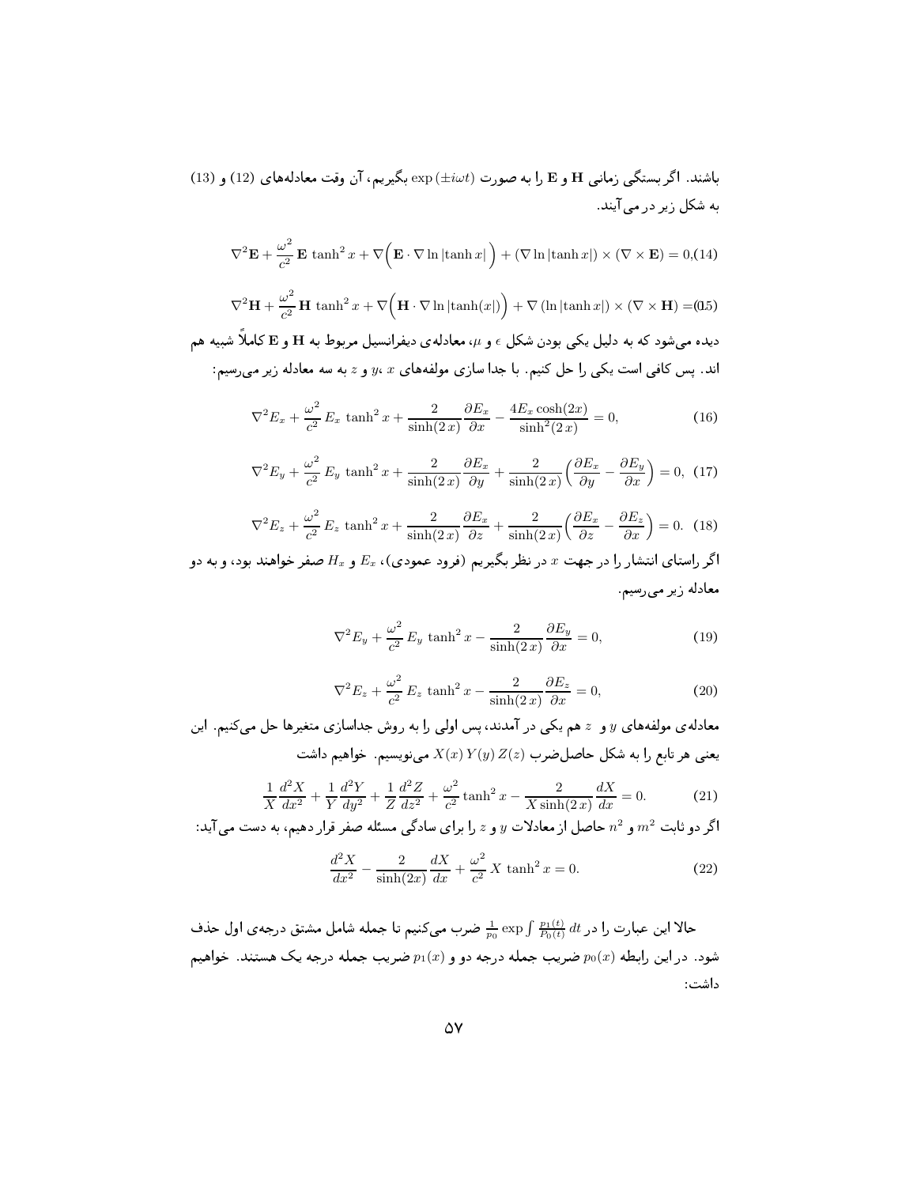باشند. اگر بستگی زمانی $\mathbf{H}$ و $\mathbf{E}$ را به صورت $\exp(\pm i\omega t)$ بگیریم، آن وقت معادله‌های (12) و (13) به شکل زیر در می‌آیند.

$$\nabla^2\mathbf{E} + \frac{\omega^2}{c^2}\,\mathbf{E}\,\tanh^2 x + \nabla\Big(\mathbf{E}\cdot\nabla\ln|\tanh x|\Big) + (\nabla\ln|\tanh x|)\times(\nabla\times\mathbf{E}) = 0, \quad (14)$$

$$\nabla^2\mathbf{H} + \frac{\omega^2}{c^2}\,\mathbf{H}\,\tanh^2 x + \nabla\Big(\mathbf{H}\cdot\nabla\ln|\tanh(x)|\Big) + \nabla\left(\ln|\tanh x|\right)\times(\nabla\times\mathbf{H}) = 0 \quad (15)$$

دیده می‌شود که به دلیل یکی بودن شکل $\epsilon$ و $\mu$، معادله‌ی دیفرانسیل مربوط به $\mathbf{H}$ و $\mathbf{E}$ کاملاً شبیه هم اند. پس کافی است یکی را حل کنیم. با جدا سازی مولفه‌های $x$، $y$ و $z$ به سه معادله زیر می‌رسیم:

$$\nabla^2 E_x + \frac{\omega^2}{c^2}\,E_x\,\tanh^2 x + \frac{2}{\sinh(2\,x)}\frac{\partial E_x}{\partial x} - \frac{4E_x\cosh(2x)}{\sinh^2(2\,x)} = 0, \quad (16)$$

$$\nabla^2 E_y + \frac{\omega^2}{c^2}\,E_y\,\tanh^2 x + \frac{2}{\sinh(2\,x)}\frac{\partial E_x}{\partial y} + \frac{2}{\sinh(2\,x)}\Big(\frac{\partial E_x}{\partial y} - \frac{\partial E_y}{\partial x}\Big) = 0, \quad (17)$$

$$\nabla^2 E_z + \frac{\omega^2}{c^2}\,E_z\,\tanh^2 x + \frac{2}{\sinh(2\,x)}\frac{\partial E_x}{\partial z} + \frac{2}{\sinh(2\,x)}\Big(\frac{\partial E_x}{\partial z} - \frac{\partial E_z}{\partial x}\Big) = 0. \quad (18)$$

اگر راستای انتشار را در جهت $x$ در نظر بگیریم (فرود عمودی)، $E_x$ و $H_x$ صفر خواهند بود، و به دو معادله زیر می‌رسیم.

$$\nabla^2 E_y + \frac{\omega^2}{c^2}\,E_y\,\tanh^2 x - \frac{2}{\sinh(2\,x)}\frac{\partial E_y}{\partial x} = 0, \quad (19)$$

$$\nabla^2 E_z + \frac{\omega^2}{c^2}\,E_z\,\tanh^2 x - \frac{2}{\sinh(2\,x)}\frac{\partial E_z}{\partial x} = 0, \quad (20)$$

معادله‌ی مولفه‌های $y$ و $z$ هم یکی در آمدند، پس اولی را به روش جداسازی متغیرها حل می‌کنیم. این یعنی هر تابع را به شکل حاصل‌ضرب $X(x)\,Y(y)\,Z(z)$ می‌نویسیم. خواهیم داشت

$$\frac{1}{X}\frac{d^2X}{dx^2} + \frac{1}{Y}\frac{d^2Y}{dy^2} + \frac{1}{Z}\frac{d^2Z}{dz^2} + \frac{\omega^2}{c^2}\tanh^2 x - \frac{2}{X\sinh(2\,x)}\frac{dX}{dx} = 0. \quad (21)$$

اگر دو ثابت $m^2$ و $n^2$ حاصل از معادلات $y$ و $z$ را برای سادگی مسئله صفر قرار دهیم، به دست می‌آید:

$$\frac{d^2X}{dx^2} - \frac{2}{\sinh(2x)}\frac{dX}{dx} + \frac{\omega^2}{c^2}\,X\,\tanh^2 x = 0. \quad (22)$$

حالا این عبارت را در $\frac{1}{p_0}\exp\int\frac{p_1(t)}{P_0(t)}\,dt$ ضرب می‌کنیم تا جمله شامل مشتق درجه‌ی اول حذف شود. در این رابطه $p_0(x)$ ضریب جمله درجه دو و $p_1(x)$ ضریب جمله درجه یک هستند. خواهیم داشت: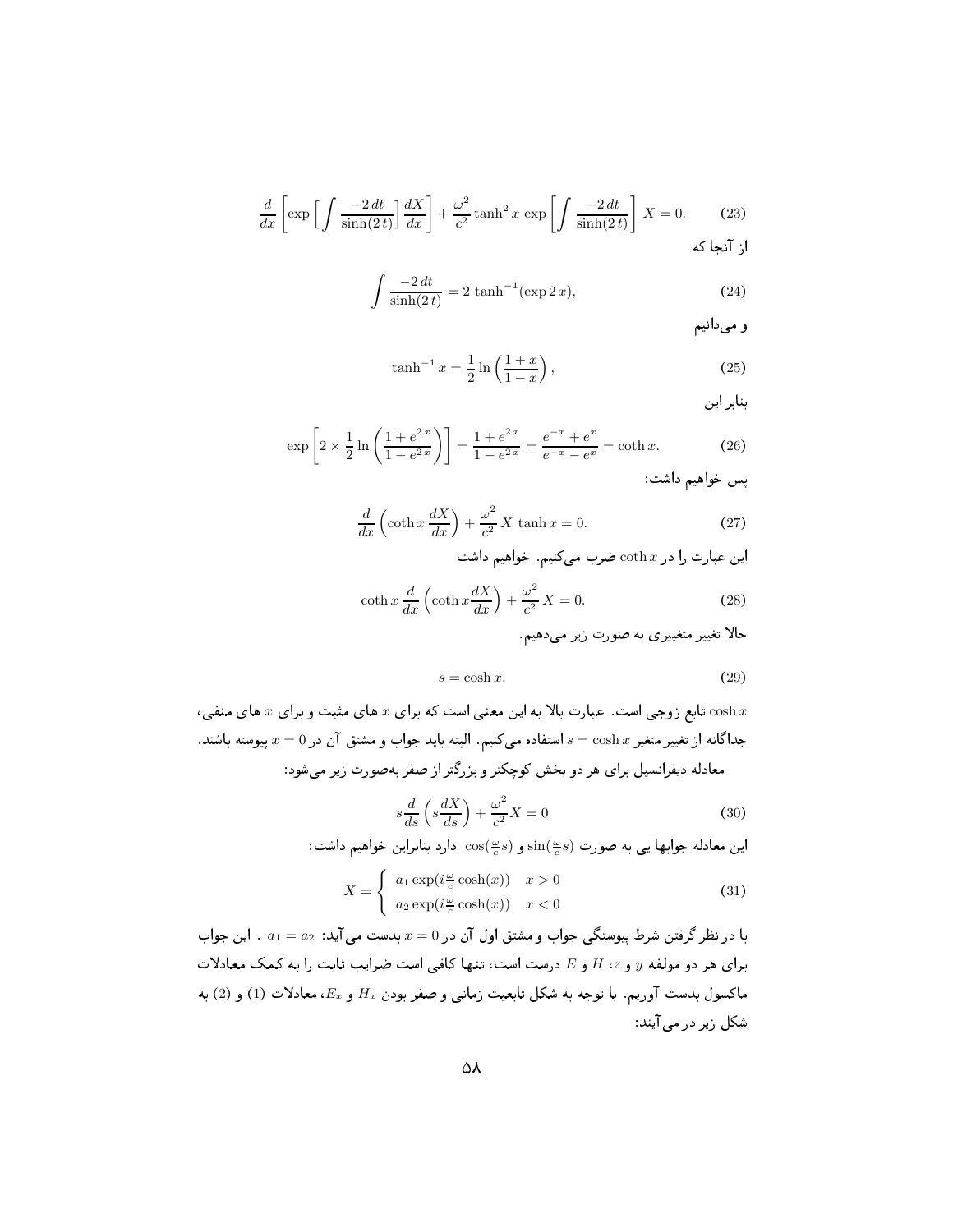$$\frac{d}{dx}\left[\exp\Big[\int\frac{-2\,dt}{\sinh(2\,t)}\Big]\frac{dX}{dx}\right]+\frac{\omega^2}{c^2}\tanh^2 x\,\exp\left[\int\frac{-2\,dt}{\sinh(2\,t)}\right]X=0. \tag{23}$$

از آنجا که

$$\int\frac{-2\,dt}{\sinh(2\,t)}=2\,\tanh^{-1}(\exp 2\,x), \tag{24}$$

و می‌دانیم

$$\tanh^{-1}x=\frac{1}{2}\ln\left(\frac{1+x}{1-x}\right), \tag{25}$$

بنابر این

$$\exp\left[2\times\frac{1}{2}\ln\left(\frac{1+e^{2\,x}}{1-e^{2\,x}}\right)\right]=\frac{1+e^{2\,x}}{1-e^{2\,x}}=\frac{e^{-x}+e^{x}}{e^{-x}-e^{x}}=\coth x. \tag{26}$$

پس خواهیم داشت:

$$\frac{d}{dx}\left(\coth x\,\frac{dX}{dx}\right)+\frac{\omega^2}{c^2}\,X\,\tanh x=0. \tag{27}$$

این عبارت را در $\coth x$ ضرب می‌کنیم. خواهیم داشت

$$\coth x\,\frac{d}{dx}\left(\coth x\frac{dX}{dx}\right)+\frac{\omega^2}{c^2}\,X=0. \tag{28}$$

حالا تغییر متغییری به صورت زیر می‌دهیم.

$$s=\cosh x. \tag{29}$$

$\cosh x$ تابع زوجی است. عبارت بالا به این معنی است که برای $x$ های مثبت و برای $x$ های منفی، جداگانه از تغییر متغیر $s=\cosh x$ استفاده می‌کنیم. البته باید جواب و مشتق آن در $x=0$ پیوسته باشند.

معادله دیفرانسیل برای هر دو بخش کوچکتر و بزرگتر از صفر به‌صورت زیر می‌شود:

$$s\frac{d}{ds}\left(s\frac{dX}{ds}\right)+\frac{\omega^2}{c^2}X=0 \tag{30}$$

این معادله جوابها یی به صورت $\sin(\frac{\omega}{c}s)$ و $\cos(\frac{\omega}{c}s)$ دارد بنابراین خواهیم داشت:

$$X=\begin{cases} a_1\exp(i\frac{\omega}{c}\cosh(x)) & x>0\\ a_2\exp(i\frac{\omega}{c}\cosh(x)) & x<0\end{cases} \tag{31}$$

با در نظر گرفتن شرط پیوستگی جواب و مشتق اول آن در $x=0$ بدست می‌آید: $a_1=a_2$ . این جواب برای هر دو مولفه $y$ و $z$، $H$ و $E$ درست است، تنها کافی است ضرایب ثابت را به کمک معادلات ماکسول بدست آوریم. با توجه به شکل تابعیت زمانی و صفر بودن $H_x$ و $E_x$، معادلات (1) و (2) به شکل زیر در می‌آیند: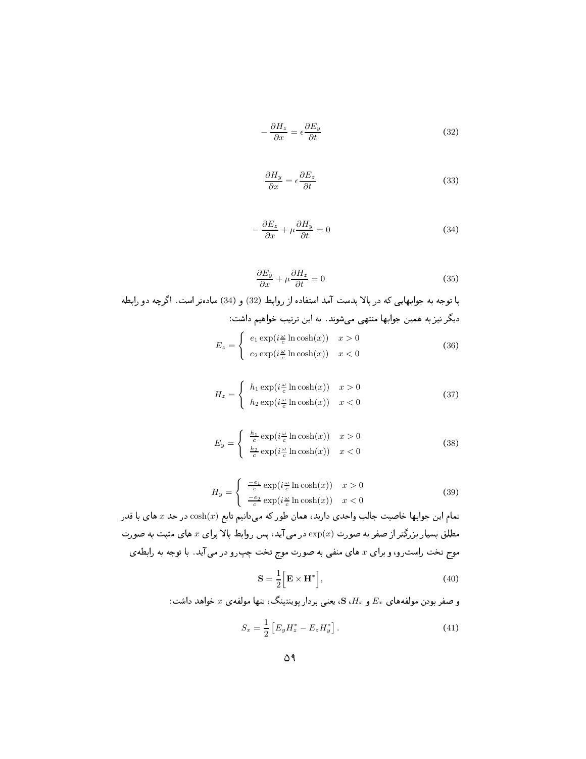$$-\frac{\partial H_z}{\partial x} = \epsilon \frac{\partial E_y}{\partial t} \tag{32}$$

$$\frac{\partial H_y}{\partial x} = \epsilon \frac{\partial E_z}{\partial t} \tag{33}$$

$$-\frac{\partial E_z}{\partial x} + \mu \frac{\partial H_y}{\partial t} = 0 \tag{34}$$

$$\frac{\partial E_y}{\partial x} + \mu \frac{\partial H_z}{\partial t} = 0 \tag{35}$$

با توجه به جوابهایی که در بالا بدست آمد استفاده از روابط (32) و (34) ساده‌تر است. اگرچه دو رابطه دیگر نیز به همین جوابها منتهی می‌شوند. به این ترتیب خواهیم داشت:

$$E_z = \begin{cases} e_1 \exp(i\frac{\omega}{c}\ln\cosh(x)) & x > 0 \\ e_2 \exp(i\frac{\omega}{c}\ln\cosh(x)) & x < 0 \end{cases} \tag{36}$$

$$H_z = \begin{cases} h_1 \exp(i\frac{\omega}{c}\ln\cosh(x)) & x > 0 \\ h_2 \exp(i\frac{\omega}{c}\ln\cosh(x)) & x < 0 \end{cases} \tag{37}$$

$$E_y = \begin{cases} \frac{h_1}{c} \exp(i\frac{\omega}{c}\ln\cosh(x)) & x > 0 \\ \frac{h_2}{c} \exp(i\frac{\omega}{c}\ln\cosh(x)) & x < 0 \end{cases} \tag{38}$$

$$H_y = \begin{cases} \frac{-e_1}{c} \exp(i\frac{\omega}{c}\ln\cosh(x)) & x > 0 \\ \frac{-e_2}{c} \exp(i\frac{\omega}{c}\ln\cosh(x)) & x < 0 \end{cases} \tag{39}$$

تمام این جوابها خاصیت جالب واحدی دارند، همان طور که می‌دانیم تابع $\cosh(x)$ در حد $x$ های با قدر مطلق بسیار بزرگتر از صفر به صورت $\exp(x)$ در می‌آید، پس روابط بالا برای $x$ های مثبت به صورت موج تخت راست‌رو، و برای $x$ های منفی به صورت موج تخت چپ‌رو در می‌آید. با توجه به رابطه‌ی

$$\mathbf{S} = \frac{1}{2}\Big[\mathbf{E} \times \mathbf{H}^*\Big], \tag{40}$$

و صفر بودن مولفه‌های $E_x$ و $H_x$، $\mathbf{S}$، یعنی بردار پوینتینگ، تنها مولفه‌ی $x$ خواهد داشت:

$$S_x = \frac{1}{2}\left[E_y H_z^* - E_z H_y^*\right]. \tag{41}$$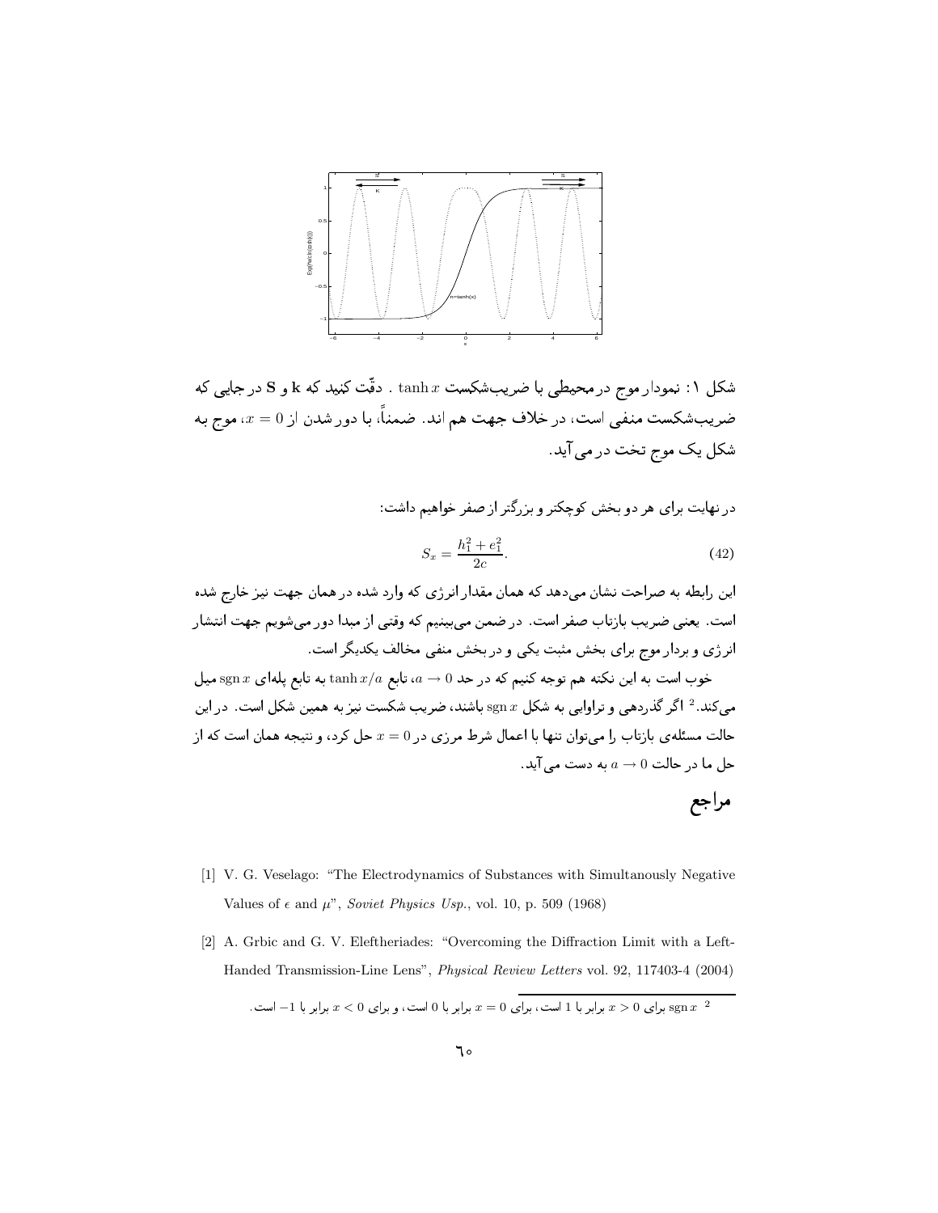شکل ۱: نمودار موج در محیطی با ضریب‌شکست $\tanh x$ . دقّت کنید که $\mathbf{k}$ و $\mathbf{S}$ در جایی که ضریب‌شکست منفی است، در خلاف جهت هم اند. ضمناً، با دور شدن از $x = 0$، موج به شکل یک موج تخت در می‌آید.

در نهایت برای هر دو بخش کوچکتر و بزرگتر از صفر خواهیم داشت:

$$S_x = \frac{h_1^2 + e_1^2}{2c}. \tag{42}$$

این رابطه به صراحت نشان می‌دهد که همان مقدار انرژی که وارد شده در همان جهت نیز خارج شده است. یعنی ضریب بازتاب صفر است. در ضمن می‌بینیم که وقتی از مبدا دور می‌شویم جهت انتشار انرژی و بردار موج برای بخش مثبت یکی و در بخش منفی مخالف یکدیگر است.

خوب است به این نکته هم توجه کنیم که در حد $a \to 0$، تابع $\tanh x/a$ به تابع پله‌ای $\operatorname{sgn} x$ میل می‌کند.[2] اگر گذردهی و تراوایی به شکل $\operatorname{sgn} x$ باشند، ضریب شکست نیز به همین شکل است. در این حالت مسئله‌ی بازتاب را می‌توان تنها با اعمال شرط مرزی در $x = 0$ حل کرد، و نتیجه همان است که از حل ما در حالت $a \to 0$ به دست می‌آید.

## مراجع

[1] V. G. Veselago: "The Electrodynamics of Substances with Simultanously Negative Values of $\epsilon$ and $\mu$", *Soviet Physics Usp.*, vol. 10, p. 509 (1968)

[2] A. Grbic and G. V. Eleftheriades: "Overcoming the Diffraction Limit with a Left-Handed Transmission-Line Lens", *Physical Review Letters* vol. 92, 117403-4 (2004)

---

[2] $\operatorname{sgn} x$ برای $x > 0$ برابر با 1 است، برای $x = 0$ برابر با 0 است، و برای $x < 0$ برابر با $-1$ است.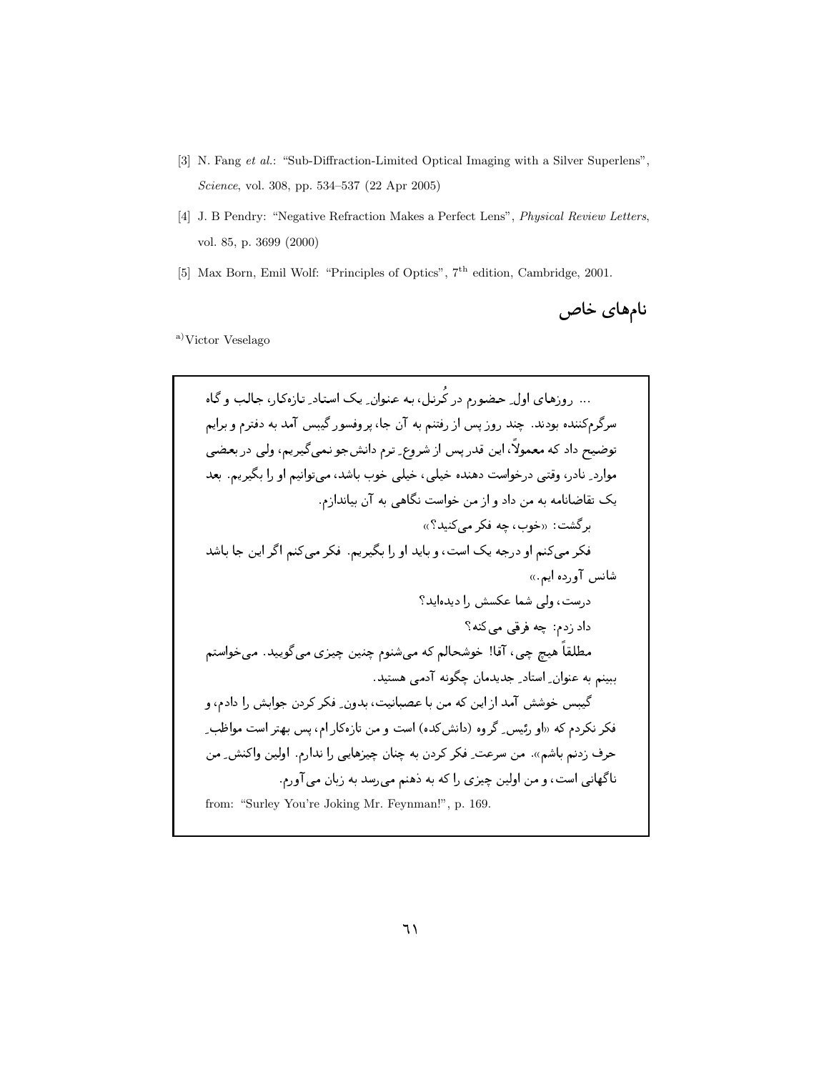[3] N. Fang *et al.*: "Sub-Diffraction-Limited Optical Imaging with a Silver Superlens", *Science*, vol. 308, pp. 534–537 (22 Apr 2005)

[4] J. B Pendry: "Negative Refraction Makes a Perfect Lens", *Physical Review Letters*, vol. 85, p. 3699 (2000)

[5] Max Born, Emil Wolf: "Principles of Optics", 7th edition, Cambridge, 2001.

## نام‌های خاص

[a] Victor Veselago

... روزهای اولِ حضورم در کُرنل، به عنوانِ یک استادِ تازه‌کار، جالب و گاه سرگرم‌کننده بودند. چند روز پس از رفتنم به آن جا، پروفسور گیبس آمد به دفترم و برایم توضیح داد که معمولاً، این قدر پس از شروعِ ترم دانش‌جو نمی‌گیریم، ولی در بعضی مواردِ نادر، وقتی درخواست دهنده خیلی، خیلی خوب باشد، می‌توانیم او را بگیریم. بعد یک تقاضانامه به من داد و از من خواست نگاهی به آن بیاندازم.

برگشت: «خوب، چه فکر می‌کنید؟»

فکر می‌کنم او درجه یک است، و باید او را بگیریم. فکر می‌کنم اگر این جا باشد شانس آورده ایم.»

درست، ولی شما عکسش را دیده‌اید؟

داد زدم: چه فرقی می‌کنه؟

مطلقاً هیچ چی، آقا! خوشحالم که می‌شنوم چنین چیزی می‌گویید. می‌خواستم ببینم به عنوانِ استادِ جدیدمان چگونه آدمی هستید.

گیبس خوشش آمد از این که من با عصبانیت، بدونِ فکر کردن جوابش را دادم، و فکر نکردم که «او رئیسِ گروه (دانش‌کده) است و من تازه‌کار ام، پس بهتر است مواظبِ حرف زدنم باشم». من سرعتِ فکر کردن به چنان چیزهایی را ندارم. اولین واکنشِ من ناگهانی است، و من اولین چیزی را که به ذهنم می‌رسد به زبان می‌آورم.

from: "Surley You're Joking Mr. Feynman!", p. 169.